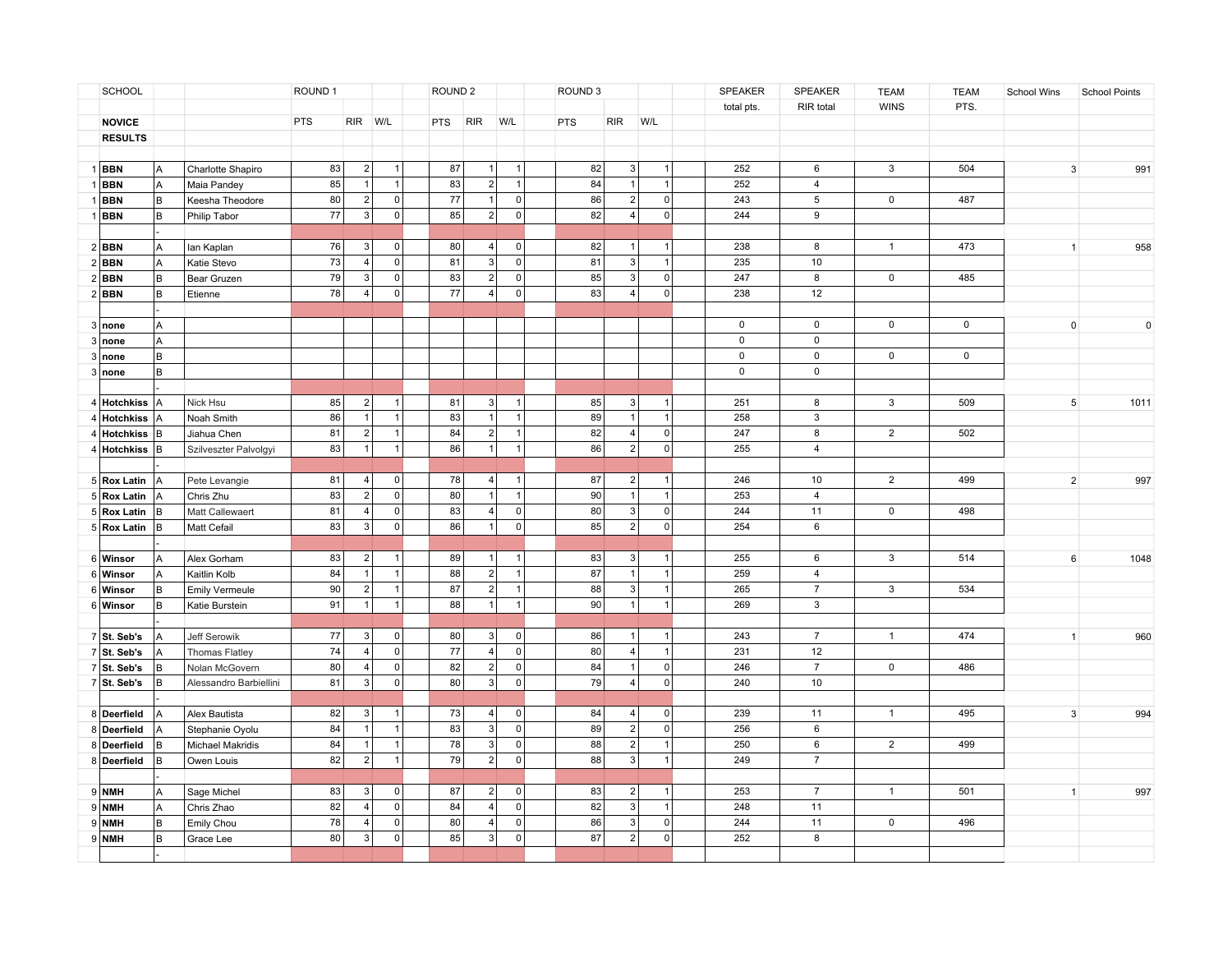| | SCHOOL | | | ROUND 1 | | | | ROUND 2 | | | | ROUND 3 | | | | SPEAKER | SPEAKER | TEAM | TEAM | School Wins | School Points |
|---|---|---|---|---|---|---|---|---|---|---|---|---|---|---|---|---|---|---|---|---|---|
| | | | | | | | | | | | | | | | | total pts. | RIR total | WINS | PTS. | | |
| | **NOVICE** | | | PTS | RIR | W/L | | PTS | RIR | W/L | | PTS | RIR | W/L | | | | | | | |
| | **RESULTS** | | | | | | | | | | | | | | | | | | | | |
| 1 | **BBN** | A | Charlotte Shapiro | 83 | 2 | 1 | | 87 | 1 | 1 | | 82 | 3 | 1 | | 252 | 6 | 3 | 504 | 3 | 991 |
| 1 | **BBN** | A | Maia Pandey | 85 | 1 | 1 | | 83 | 2 | 1 | | 84 | 1 | 1 | | 252 | 4 | | | | |
| 1 | **BBN** | B | Keesha Theodore | 80 | 2 | 0 | | 77 | 1 | 0 | | 86 | 2 | 0 | | 243 | 5 | 0 | 487 | | |
| 1 | **BBN** | B | Philip Tabor | 77 | 3 | 0 | | 85 | 2 | 0 | | 82 | 4 | 0 | | 244 | 9 | | | | |
| | | - | | | | | | | | | | | | | | | | | | | |
| 2 | **BBN** | A | Ian Kaplan | 76 | 3 | 0 | | 80 | 4 | 0 | | 82 | 1 | 1 | | 238 | 8 | 1 | 473 | 1 | 958 |
| 2 | **BBN** | A | Katie Stevo | 73 | 4 | 0 | | 81 | 3 | 0 | | 81 | 3 | 1 | | 235 | 10 | | | | |
| 2 | **BBN** | B | Bear Gruzen | 79 | 3 | 0 | | 83 | 2 | 0 | | 85 | 3 | 0 | | 247 | 8 | 0 | 485 | | |
| 2 | **BBN** | B | Etienne | 78 | 4 | 0 | | 77 | 4 | 0 | | 83 | 4 | 0 | | 238 | 12 | | | | |
| | | - | | | | | | | | | | | | | | | | | | | |
| 3 | **none** | A | | | | | | | | | | | | | | 0 | 0 | 0 | 0 | 0 | 0 |
| 3 | **none** | A | | | | | | | | | | | | | | 0 | 0 | | | | |
| 3 | **none** | B | | | | | | | | | | | | | | 0 | 0 | 0 | 0 | | |
| 3 | **none** | B | | | | | | | | | | | | | | 0 | 0 | | | | |
| | | - | | | | | | | | | | | | | | | | | | | |
| 4 | **Hotchkiss** | A | Nick Hsu | 85 | 2 | 1 | | 81 | 3 | 1 | | 85 | 3 | 1 | | 251 | 8 | 3 | 509 | 5 | 1011 |
| 4 | **Hotchkiss** | A | Noah Smith | 86 | 1 | 1 | | 83 | 1 | 1 | | 89 | 1 | 1 | | 258 | 3 | | | | |
| 4 | **Hotchkiss** | B | Jiahua Chen | 81 | 2 | 1 | | 84 | 2 | 1 | | 82 | 4 | 0 | | 247 | 8 | 2 | 502 | | |
| 4 | **Hotchkiss** | B | Szilveszter Palvolgyi | 83 | 1 | 1 | | 86 | 1 | 1 | | 86 | 2 | 0 | | 255 | 4 | | | | |
| | | - | | | | | | | | | | | | | | | | | | | |
| 5 | **Rox Latin** | A | Pete Levangie | 81 | 4 | 0 | | 78 | 4 | 1 | | 87 | 2 | 1 | | 246 | 10 | 2 | 499 | 2 | 997 |
| 5 | **Rox Latin** | A | Chris Zhu | 83 | 2 | 0 | | 80 | 1 | 1 | | 90 | 1 | 1 | | 253 | 4 | | | | |
| 5 | **Rox Latin** | B | Matt Callewaert | 81 | 4 | 0 | | 83 | 4 | 0 | | 80 | 3 | 0 | | 244 | 11 | 0 | 498 | | |
| 5 | **Rox Latin** | B | Matt Cefail | 83 | 3 | 0 | | 86 | 1 | 0 | | 85 | 2 | 0 | | 254 | 6 | | | | |
| | | - | | | | | | | | | | | | | | | | | | | |
| 6 | **Winsor** | A | Alex Gorham | 83 | 2 | 1 | | 89 | 1 | 1 | | 83 | 3 | 1 | | 255 | 6 | 3 | 514 | 6 | 1048 |
| 6 | **Winsor** | A | Kaitlin Kolb | 84 | 1 | 1 | | 88 | 2 | 1 | | 87 | 1 | 1 | | 259 | 4 | | | | |
| 6 | **Winsor** | B | Emily Vermeule | 90 | 2 | 1 | | 87 | 2 | 1 | | 88 | 3 | 1 | | 265 | 7 | 3 | 534 | | |
| 6 | **Winsor** | B | Katie Burstein | 91 | 1 | 1 | | 88 | 1 | 1 | | 90 | 1 | 1 | | 269 | 3 | | | | |
| | | - | | | | | | | | | | | | | | | | | | | |
| 7 | **St. Seb's** | A | Jeff Serowik | 77 | 3 | 0 | | 80 | 3 | 0 | | 86 | 1 | 1 | | 243 | 7 | 1 | 474 | 1 | 960 |
| 7 | **St. Seb's** | A | Thomas Flatley | 74 | 4 | 0 | | 77 | 4 | 0 | | 80 | 4 | 1 | | 231 | 12 | | | | |
| 7 | **St. Seb's** | B | Nolan McGovern | 80 | 4 | 0 | | 82 | 2 | 0 | | 84 | 1 | 0 | | 246 | 7 | 0 | 486 | | |
| 7 | **St. Seb's** | B | Alessandro Barbiellini | 81 | 3 | 0 | | 80 | 3 | 0 | | 79 | 4 | 0 | | 240 | 10 | | | | |
| | | - | | | | | | | | | | | | | | | | | | | |
| 8 | **Deerfield** | A | Alex Bautista | 82 | 3 | 1 | | 73 | 4 | 0 | | 84 | 4 | 0 | | 239 | 11 | 1 | 495 | 3 | 994 |
| 8 | **Deerfield** | A | Stephanie Oyolu | 84 | 1 | 1 | | 83 | 3 | 0 | | 89 | 2 | 0 | | 256 | 6 | | | | |
| 8 | **Deerfield** | B | Michael Makridis | 84 | 1 | 1 | | 78 | 3 | 0 | | 88 | 2 | 1 | | 250 | 6 | 2 | 499 | | |
| 8 | **Deerfield** | B | Owen Louis | 82 | 2 | 1 | | 79 | 2 | 0 | | 88 | 3 | 1 | | 249 | 7 | | | | |
| | | - | | | | | | | | | | | | | | | | | | | |
| 9 | **NMH** | A | Sage Michel | 83 | 3 | 0 | | 87 | 2 | 0 | | 83 | 2 | 1 | | 253 | 7 | 1 | 501 | 1 | 997 |
| 9 | **NMH** | A | Chris Zhao | 82 | 4 | 0 | | 84 | 4 | 0 | | 82 | 3 | 1 | | 248 | 11 | | | | |
| 9 | **NMH** | B | Emily Chou | 78 | 4 | 0 | | 80 | 4 | 0 | | 86 | 3 | 0 | | 244 | 11 | 0 | 496 | | |
| 9 | **NMH** | B | Grace Lee | 80 | 3 | 0 | | 85 | 3 | 0 | | 87 | 2 | 0 | | 252 | 8 | | | | |
| | | - | | | | | | | | | | | | | | | | | | | |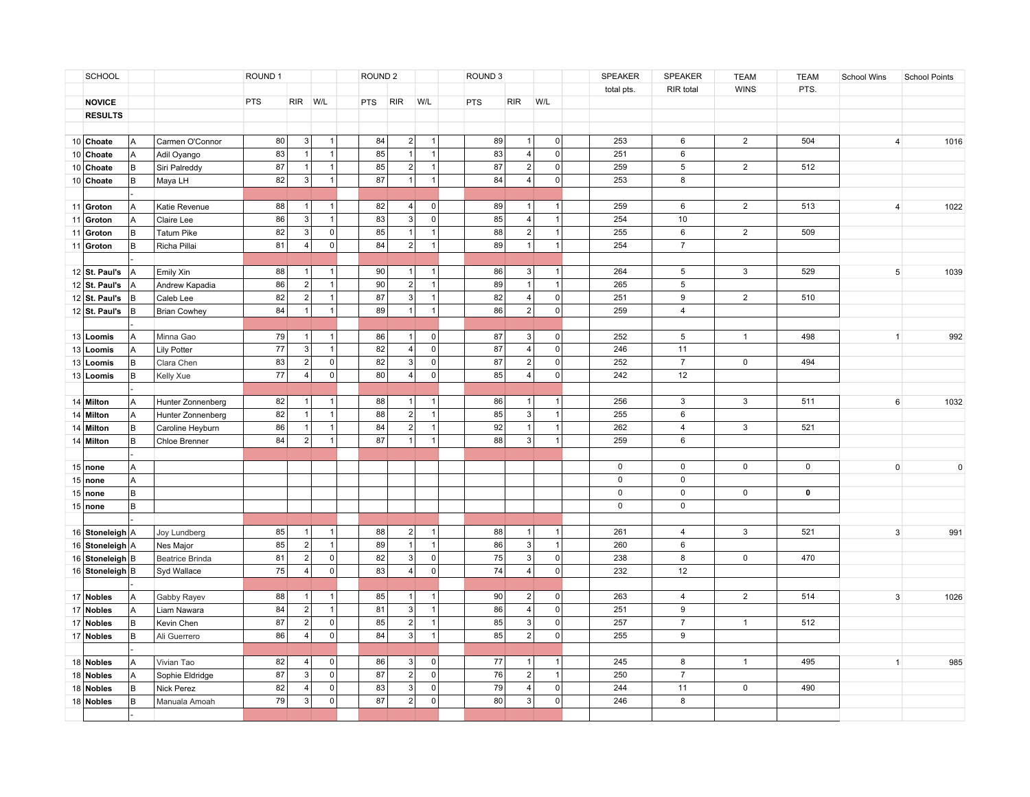| | SCHOOL | | | ROUND 1 | | | | ROUND 2 | | | | ROUND 3 | | | | SPEAKER total pts. | SPEAKER RIR total | TEAM WINS | TEAM PTS. | School Wins | School Points |
|---|---|---|---|---|---|---|---|---|---|---|---|---|---|---|---|---|---|---|---|---|---|
| | NOVICE RESULTS | | | PTS | RIR | W/L | | PTS | RIR | W/L | | PTS | RIR | W/L | | | | | | | |
| 10 | Choate | A | Carmen O'Connor | 80 | 3 | 1 | | 84 | 2 | 1 | | 89 | 1 | 0 | | 253 | 6 | 2 | 504 | 4 | 1016 |
| 10 | Choate | A | Adil Oyango | 83 | 1 | 1 | | 85 | 1 | 1 | | 83 | 4 | 0 | | 251 | 6 | | | | |
| 10 | Choate | B | Siri Palreddy | 87 | 1 | 1 | | 85 | 2 | 1 | | 87 | 2 | 0 | | 259 | 5 | 2 | 512 | | |
| 10 | Choate | B | Maya LH | 82 | 3 | 1 | | 87 | 1 | 1 | | 84 | 4 | 0 | | 253 | 8 | | | | |
| | | - | | | | | | | | | | | | | | | | | | | |
| 11 | Groton | A | Katie Revenue | 88 | 1 | 1 | | 82 | 4 | 0 | | 89 | 1 | 1 | | 259 | 6 | 2 | 513 | 4 | 1022 |
| 11 | Groton | A | Claire Lee | 86 | 3 | 1 | | 83 | 3 | 0 | | 85 | 4 | 1 | | 254 | 10 | | | | |
| 11 | Groton | B | Tatum Pike | 82 | 3 | 0 | | 85 | 1 | 1 | | 88 | 2 | 1 | | 255 | 6 | 2 | 509 | | |
| 11 | Groton | B | Richa Pillai | 81 | 4 | 0 | | 84 | 2 | 1 | | 89 | 1 | 1 | | 254 | 7 | | | | |
| | | - | | | | | | | | | | | | | | | | | | | |
| 12 | St. Paul's | A | Emily Xin | 88 | 1 | 1 | | 90 | 1 | 1 | | 86 | 3 | 1 | | 264 | 5 | 3 | 529 | 5 | 1039 |
| 12 | St. Paul's | A | Andrew Kapadia | 86 | 2 | 1 | | 90 | 2 | 1 | | 89 | 1 | 1 | | 265 | 5 | | | | |
| 12 | St. Paul's | B | Caleb Lee | 82 | 2 | 1 | | 87 | 3 | 1 | | 82 | 4 | 0 | | 251 | 9 | 2 | 510 | | |
| 12 | St. Paul's | B | Brian Cowhey | 84 | 1 | 1 | | 89 | 1 | 1 | | 86 | 2 | 0 | | 259 | 4 | | | | |
| | | - | | | | | | | | | | | | | | | | | | | |
| 13 | Loomis | A | Minna Gao | 79 | 1 | 1 | | 86 | 1 | 0 | | 87 | 3 | 0 | | 252 | 5 | 1 | 498 | 1 | 992 |
| 13 | Loomis | A | Lily Potter | 77 | 3 | 1 | | 82 | 4 | 0 | | 87 | 4 | 0 | | 246 | 11 | | | | |
| 13 | Loomis | B | Clara Chen | 83 | 2 | 0 | | 82 | 3 | 0 | | 87 | 2 | 0 | | 252 | 7 | 0 | 494 | | |
| 13 | Loomis | B | Kelly Xue | 77 | 4 | 0 | | 80 | 4 | 0 | | 85 | 4 | 0 | | 242 | 12 | | | | |
| | | - | | | | | | | | | | | | | | | | | | | |
| 14 | Milton | A | Hunter Zonnenberg | 82 | 1 | 1 | | 88 | 1 | 1 | | 86 | 1 | 1 | | 256 | 3 | 3 | 511 | 6 | 1032 |
| 14 | Milton | A | Hunter Zonnenberg | 82 | 1 | 1 | | 88 | 2 | 1 | | 85 | 3 | 1 | | 255 | 6 | | | | |
| 14 | Milton | B | Caroline Heyburn | 86 | 1 | 1 | | 84 | 2 | 1 | | 92 | 1 | 1 | | 262 | 4 | 3 | 521 | | |
| 14 | Milton | B | Chloe Brenner | 84 | 2 | 1 | | 87 | 1 | 1 | | 88 | 3 | 1 | | 259 | 6 | | | | |
| | | - | | | | | | | | | | | | | | | | | | | |
| 15 | none | A | | | | | | | | | | | | | | 0 | 0 | 0 | 0 | 0 | 0 |
| 15 | none | A | | | | | | | | | | | | | | 0 | 0 | | | | |
| 15 | none | B | | | | | | | | | | | | | | 0 | 0 | 0 | **0** | | |
| 15 | none | B | | | | | | | | | | | | | | 0 | 0 | | | | |
| | | - | | | | | | | | | | | | | | | | | | | |
| 16 | Stoneleigh | A | Joy Lundberg | 85 | 1 | 1 | | 88 | 2 | 1 | | 88 | 1 | 1 | | 261 | 4 | 3 | 521 | 3 | 991 |
| 16 | Stoneleigh | A | Nes Major | 85 | 2 | 1 | | 89 | 1 | 1 | | 86 | 3 | 1 | | 260 | 6 | | | | |
| 16 | Stoneleigh | B | Beatrice Brinda | 81 | 2 | 0 | | 82 | 3 | 0 | | 75 | 3 | 0 | | 238 | 8 | 0 | 470 | | |
| 16 | Stoneleigh | B | Syd Wallace | 75 | 4 | 0 | | 83 | 4 | 0 | | 74 | 4 | 0 | | 232 | 12 | | | | |
| | | - | | | | | | | | | | | | | | | | | | | |
| 17 | Nobles | A | Gabby Rayev | 88 | 1 | 1 | | 85 | 1 | 1 | | 90 | 2 | 0 | | 263 | 4 | 2 | 514 | 3 | 1026 |
| 17 | Nobles | A | Liam Nawara | 84 | 2 | 1 | | 81 | 3 | 1 | | 86 | 4 | 0 | | 251 | 9 | | | | |
| 17 | Nobles | B | Kevin Chen | 87 | 2 | 0 | | 85 | 2 | 1 | | 85 | 3 | 0 | | 257 | 7 | 1 | 512 | | |
| 17 | Nobles | B | Ali Guerrero | 86 | 4 | 0 | | 84 | 3 | 1 | | 85 | 2 | 0 | | 255 | 9 | | | | |
| | | - | | | | | | | | | | | | | | | | | | | |
| 18 | Nobles | A | Vivian Tao | 82 | 4 | 0 | | 86 | 3 | 0 | | 77 | 1 | 1 | | 245 | 8 | 1 | 495 | 1 | 985 |
| 18 | Nobles | A | Sophie Eldridge | 87 | 3 | 0 | | 87 | 2 | 0 | | 76 | 2 | 1 | | 250 | 7 | | | | |
| 18 | Nobles | B | Nick Perez | 82 | 4 | 0 | | 83 | 3 | 0 | | 79 | 4 | 0 | | 244 | 11 | 0 | 490 | | |
| 18 | Nobles | B | Manuala Amoah | 79 | 3 | 0 | | 87 | 2 | 0 | | 80 | 3 | 0 | | 246 | 8 | | | | |
| | | - | | | | | | | | | | | | | | | | | | | |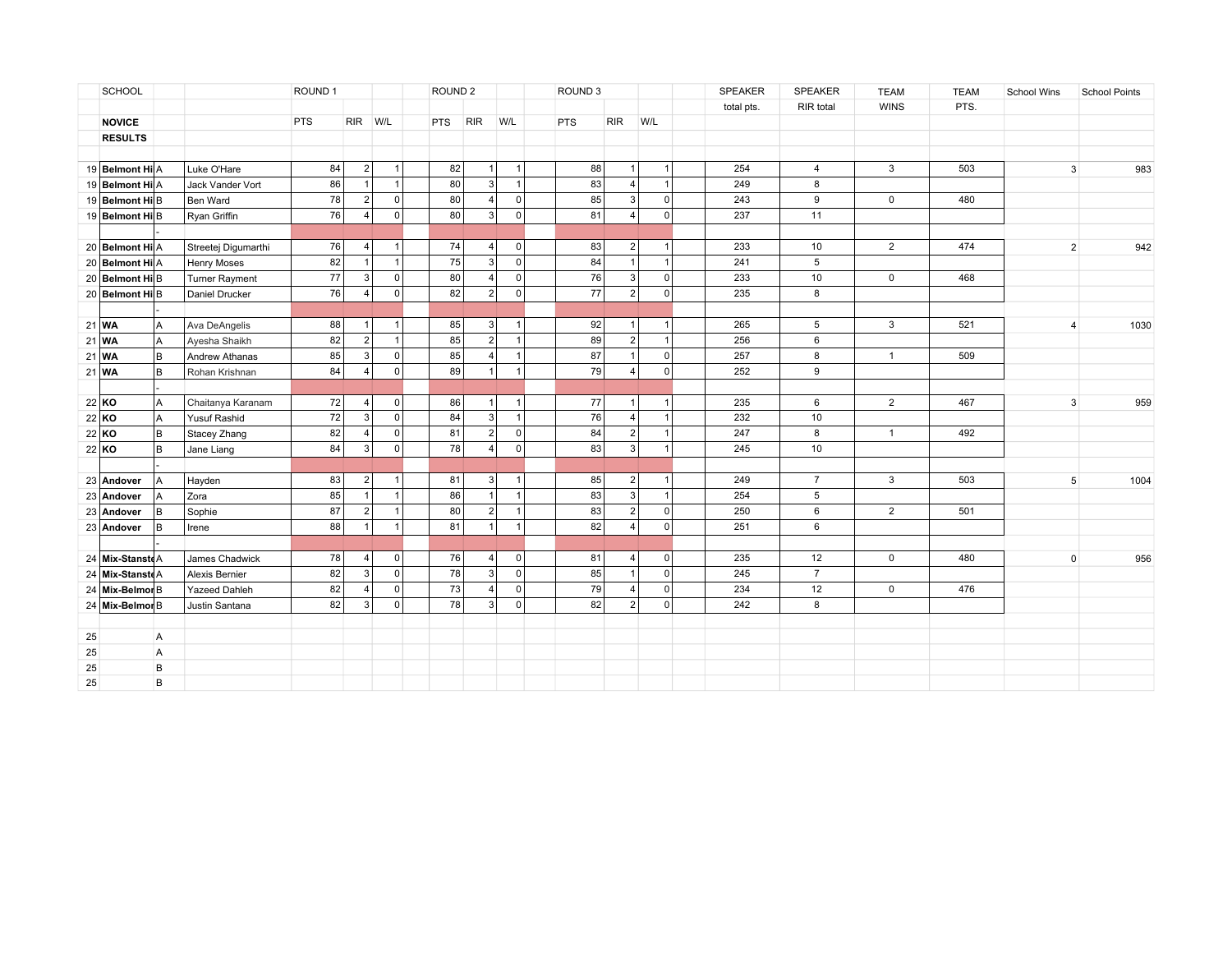| | SCHOOL | | | ROUND 1 | | | | ROUND 2 | | | | ROUND 3 | | | | SPEAKER | SPEAKER | TEAM | TEAM | School Wins | School Points |
|---|---|---|---|---|---|---|---|---|---|---|---|---|---|---|---|---|---|---|---|---|---|
| | | | | | | | | | | | | | | | | total pts. | RIR total | WINS | PTS. | | |
| | **NOVICE** | | | PTS | RIR | W/L | | PTS | RIR | W/L | | PTS | RIR | W/L | | | | | | | |
| | **RESULTS** | | | | | | | | | | | | | | | | | | | | |
| 19 | **Belmont Hi** | A | Luke O'Hare | 84 | 2 | 1 | | 82 | 1 | 1 | | 88 | 1 | 1 | | 254 | 4 | 3 | 503 | 3 | 983 |
| 19 | **Belmont Hi** | A | Jack Vander Vort | 86 | 1 | 1 | | 80 | 3 | 1 | | 83 | 4 | 1 | | 249 | 8 | | | | |
| 19 | **Belmont Hi** | B | Ben Ward | 78 | 2 | 0 | | 80 | 4 | 0 | | 85 | 3 | 0 | | 243 | 9 | 0 | 480 | | |
| 19 | **Belmont Hi** | B | Ryan Griffin | 76 | 4 | 0 | | 80 | 3 | 0 | | 81 | 4 | 0 | | 237 | 11 | | | | |
| | | - | | | | | | | | | | | | | | | | | | | |
| 20 | **Belmont Hi** | A | Streetej Digumarthi | 76 | 4 | 1 | | 74 | 4 | 0 | | 83 | 2 | 1 | | 233 | 10 | 2 | 474 | 2 | 942 |
| 20 | **Belmont Hi** | A | Henry Moses | 82 | 1 | 1 | | 75 | 3 | 0 | | 84 | 1 | 1 | | 241 | 5 | | | | |
| 20 | **Belmont Hi** | B | Turner Rayment | 77 | 3 | 0 | | 80 | 4 | 0 | | 76 | 3 | 0 | | 233 | 10 | 0 | 468 | | |
| 20 | **Belmont Hi** | B | Daniel Drucker | 76 | 4 | 0 | | 82 | 2 | 0 | | 77 | 2 | 0 | | 235 | 8 | | | | |
| | | - | | | | | | | | | | | | | | | | | | | |
| 21 | **WA** | A | Ava DeAngelis | 88 | 1 | 1 | | 85 | 3 | 1 | | 92 | 1 | 1 | | 265 | 5 | 3 | 521 | 4 | 1030 |
| 21 | **WA** | A | Ayesha Shaikh | 82 | 2 | 1 | | 85 | 2 | 1 | | 89 | 2 | 1 | | 256 | 6 | | | | |
| 21 | **WA** | B | Andrew Athanas | 85 | 3 | 0 | | 85 | 4 | 1 | | 87 | 1 | 0 | | 257 | 8 | 1 | 509 | | |
| 21 | **WA** | B | Rohan Krishnan | 84 | 4 | 0 | | 89 | 1 | 1 | | 79 | 4 | 0 | | 252 | 9 | | | | |
| | | - | | | | | | | | | | | | | | | | | | | |
| 22 | **KO** | A | Chaitanya Karanam | 72 | 4 | 0 | | 86 | 1 | 1 | | 77 | 1 | 1 | | 235 | 6 | 2 | 467 | 3 | 959 |
| 22 | **KO** | A | Yusuf Rashid | 72 | 3 | 0 | | 84 | 3 | 1 | | 76 | 4 | 1 | | 232 | 10 | | | | |
| 22 | **KO** | B | Stacey Zhang | 82 | 4 | 0 | | 81 | 2 | 0 | | 84 | 2 | 1 | | 247 | 8 | 1 | 492 | | |
| 22 | **KO** | B | Jane Liang | 84 | 3 | 0 | | 78 | 4 | 0 | | 83 | 3 | 1 | | 245 | 10 | | | | |
| | | - | | | | | | | | | | | | | | | | | | | |
| 23 | **Andover** | A | Hayden | 83 | 2 | 1 | | 81 | 3 | 1 | | 85 | 2 | 1 | | 249 | 7 | 3 | 503 | 5 | 1004 |
| 23 | **Andover** | A | Zora | 85 | 1 | 1 | | 86 | 1 | 1 | | 83 | 3 | 1 | | 254 | 5 | | | | |
| 23 | **Andover** | B | Sophie | 87 | 2 | 1 | | 80 | 2 | 1 | | 83 | 2 | 0 | | 250 | 6 | 2 | 501 | | |
| 23 | **Andover** | B | Irene | 88 | 1 | 1 | | 81 | 1 | 1 | | 82 | 4 | 0 | | 251 | 6 | | | | |
| | | - | | | | | | | | | | | | | | | | | | | |
| 24 | **Mix-Stanste** | A | James Chadwick | 78 | 4 | 0 | | 76 | 4 | 0 | | 81 | 4 | 0 | | 235 | 12 | 0 | 480 | 0 | 956 |
| 24 | **Mix-Stanste** | A | Alexis Bernier | 82 | 3 | 0 | | 78 | 3 | 0 | | 85 | 1 | 0 | | 245 | 7 | | | | |
| 24 | **Mix-Belmor** | B | Yazeed Dahleh | 82 | 4 | 0 | | 73 | 4 | 0 | | 79 | 4 | 0 | | 234 | 12 | 0 | 476 | | |
| 24 | **Mix-Belmor** | B | Justin Santana | 82 | 3 | 0 | | 78 | 3 | 0 | | 82 | 2 | 0 | | 242 | 8 | | | | |
| | | | | | | | | | | | | | | | | | | | | | |
| 25 | | A | | | | | | | | | | | | | | | | | | | |
| 25 | | A | | | | | | | | | | | | | | | | | | | |
| 25 | | B | | | | | | | | | | | | | | | | | | | |
| 25 | | B | | | | | | | | | | | | | | | | | | | |